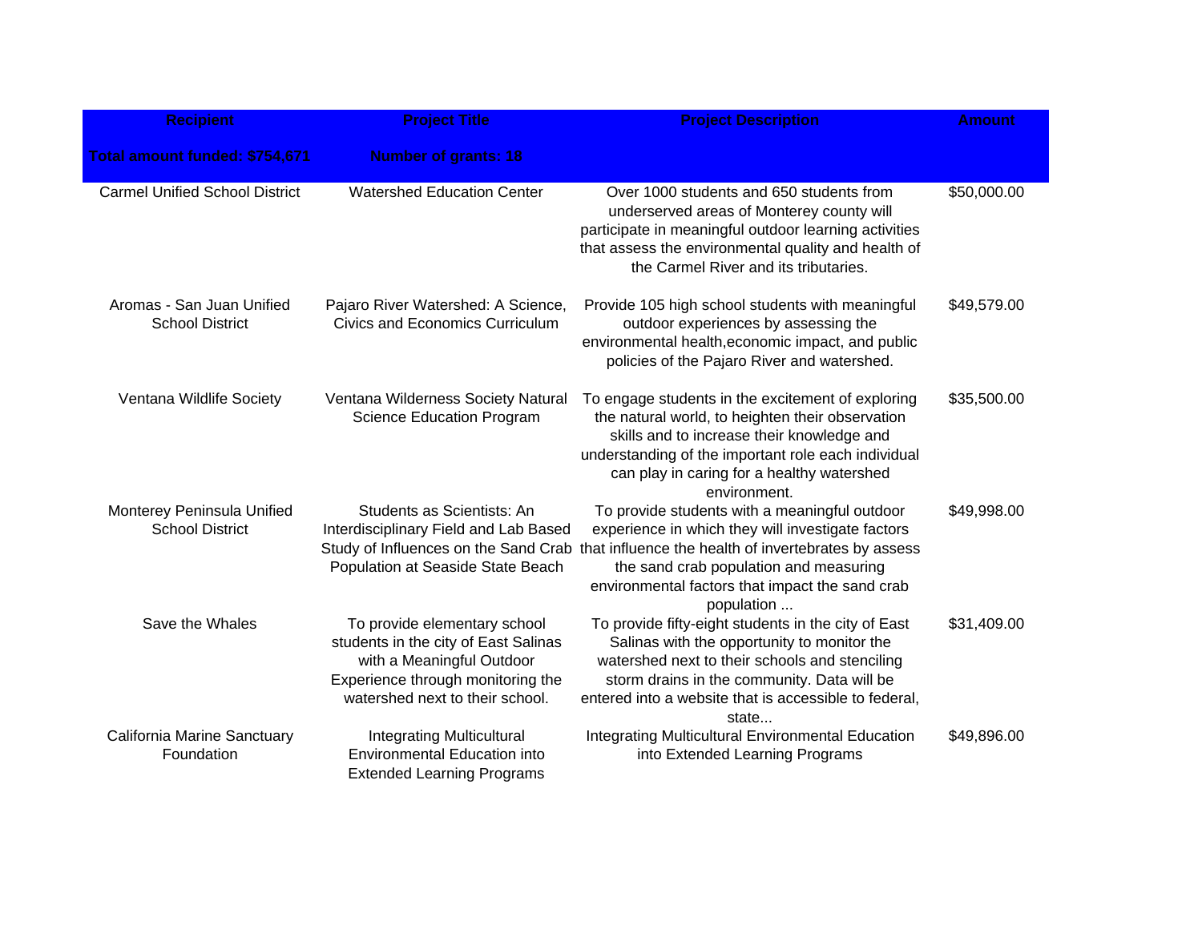| Recipient | Project Title | Project Description | Amount |
|---|---|---|---|
| Total amount funded: $754,671 | Number of grants: 18 | | |
| Carmel Unified School District | Watershed Education Center | Over 1000 students and 650 students from underserved areas of Monterey county will participate in meaningful outdoor learning activities that assess the environmental quality and health of the Carmel River and its tributaries. | $50,000.00 |
| Aromas - San Juan Unified School District | Pajaro River Watershed: A Science, Civics and Economics Curriculum | Provide 105 high school students with meaningful outdoor experiences by assessing the environmental health,economic impact, and public policies of the Pajaro River and watershed. | $49,579.00 |
| Ventana Wildlife Society | Ventana Wilderness Society Natural Science Education Program | To engage students in the excitement of exploring the natural world, to heighten their observation skills and to increase their knowledge and understanding of the important role each individual can play in caring for a healthy watershed environment. | $35,500.00 |
| Monterey Peninsula Unified School District | Students as Scientists: An Interdisciplinary Field and Lab Based Study of Influences on the Sand Crab Population at Seaside State Beach | To provide students with a meaningful outdoor experience in which they will investigate factors that influence the health of invertebrates by assess the sand crab population and measuring environmental factors that impact the sand crab population ... | $49,998.00 |
| Save the Whales | To provide elementary school students in the city of East Salinas with a Meaningful Outdoor Experience through monitoring the watershed next to their school. | To provide fifty-eight students in the city of East Salinas with the opportunity to monitor the watershed next to their schools and stenciling storm drains in the community. Data will be entered into a website that is accessible to federal, state... | $31,409.00 |
| California Marine Sanctuary Foundation | Integrating Multicultural Environmental Education into Extended Learning Programs | Integrating Multicultural Environmental Education into Extended Learning Programs | $49,896.00 |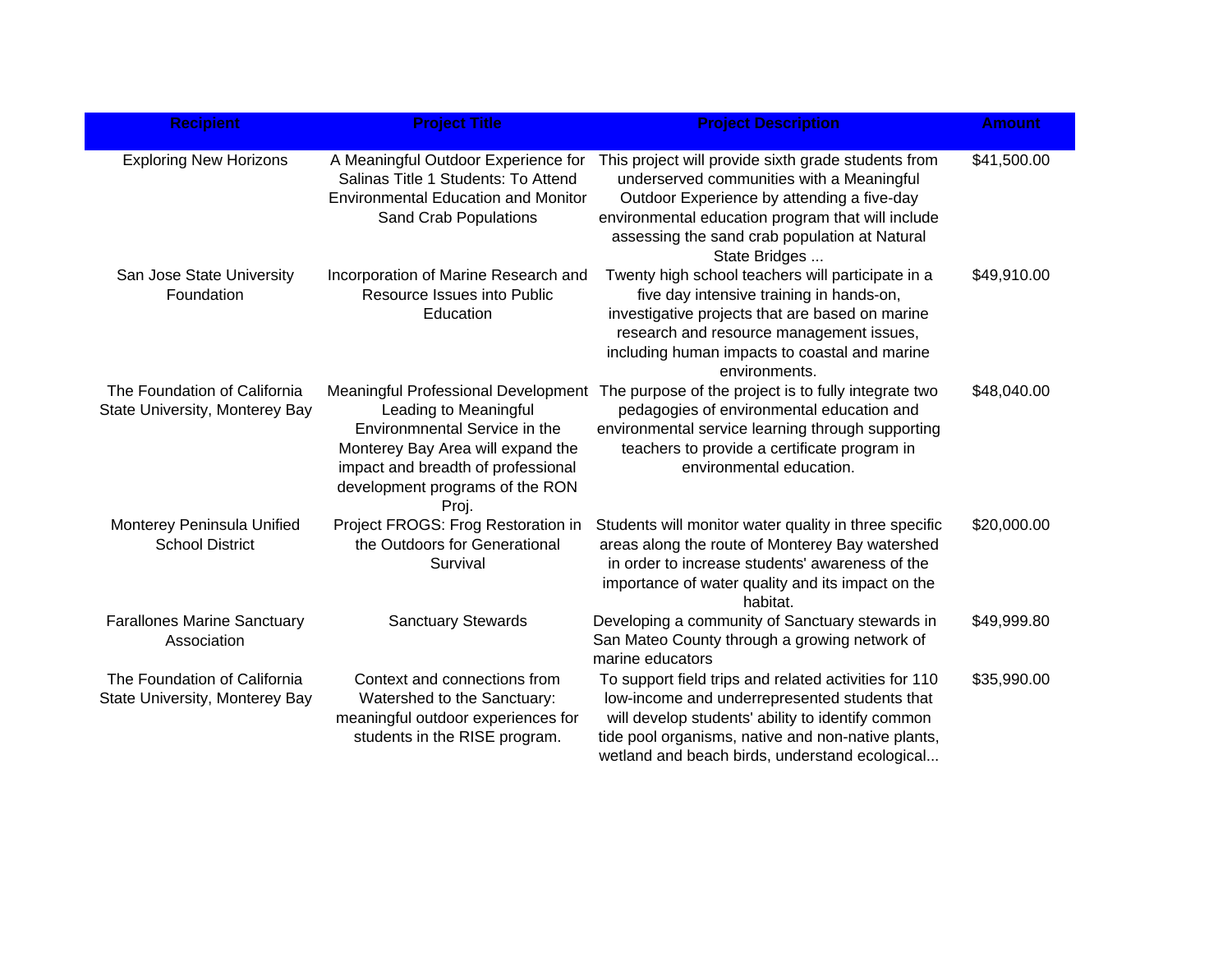| Recipient | Project Title | Project Description | Amount |
|---|---|---|---|
| Exploring New Horizons | A Meaningful Outdoor Experience for Salinas Title 1 Students: To Attend Environmental Education and Monitor Sand Crab Populations | This project will provide sixth grade students from underserved communities with a Meaningful Outdoor Experience by attending a five-day environmental education program that will include assessing the sand crab population at Natural State Bridges ... | $41,500.00 |
| San Jose State University Foundation | Incorporation of Marine Research and Resource Issues into Public Education | Twenty high school teachers will participate in a five day intensive training in hands-on, investigative projects that are based on marine research and resource management issues, including human impacts to coastal and marine environments. | $49,910.00 |
| The Foundation of California State University, Monterey Bay | Meaningful Professional Development Leading to Meaningful Environmnental Service in the Monterey Bay Area will expand the impact and breadth of professional development programs of the RON Proj. | The purpose of the project is to fully integrate two pedagogies of environmental education and environmental service learning through supporting teachers to provide a certificate program in environmental education. | $48,040.00 |
| Monterey Peninsula Unified School District | Project FROGS: Frog Restoration in the Outdoors for Generational Survival | Students will monitor water quality in three specific areas along the route of Monterey Bay watershed in order to increase students' awareness of the importance of water quality and its impact on the habitat. | $20,000.00 |
| Farallones Marine Sanctuary Association | Sanctuary Stewards | Developing a community of Sanctuary stewards in San Mateo County through a growing network of marine educators | $49,999.80 |
| The Foundation of California State University, Monterey Bay | Context and connections from Watershed to the Sanctuary: meaningful outdoor experiences for students in the RISE program. | To support field trips and related activities for 110 low-income and underrepresented students that will develop students' ability to identify common tide pool organisms, native and non-native plants, wetland and beach birds, understand ecological... | $35,990.00 |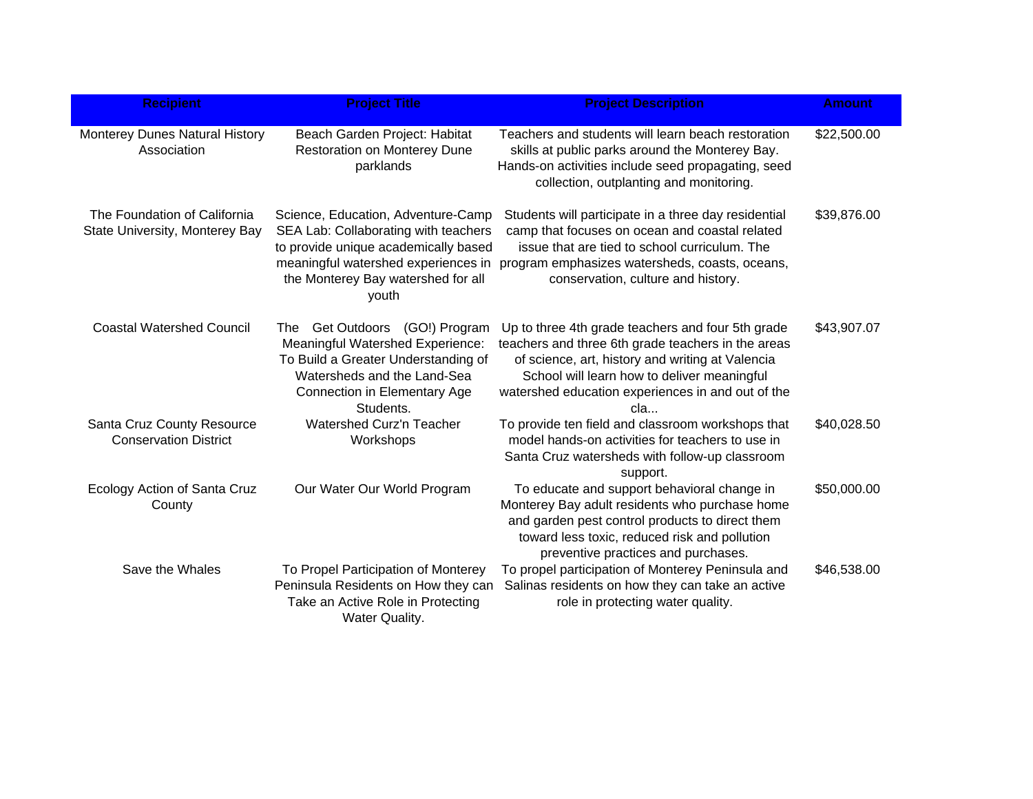| Recipient | Project Title | Project Description | Amount |
| --- | --- | --- | --- |
| Monterey Dunes Natural History Association | Beach Garden Project: Habitat Restoration on Monterey Dune parklands | Teachers and students will learn beach restoration skills at public parks around the Monterey Bay. Hands-on activities include seed propagating, seed collection, outplanting and monitoring. | $22,500.00 |
| The Foundation of California State University, Monterey Bay | Science, Education, Adventure-Camp SEA Lab: Collaborating with teachers to provide unique academically based meaningful watershed experiences in the Monterey Bay watershed for all youth | Students will participate in a three day residential camp that focuses on ocean and coastal related issue that are tied to school curriculum. The program emphasizes watersheds, coasts, oceans, conservation, culture and history. | $39,876.00 |
| Coastal Watershed Council | The Get Outdoors (GO!) Program Meaningful Watershed Experience: To Build a Greater Understanding of Watersheds and the Land-Sea Connection in Elementary Age Students. | Up to three 4th grade teachers and four 5th grade teachers and three 6th grade teachers in the areas of science, art, history and writing at Valencia School will learn how to deliver meaningful watershed education experiences in and out of the cla... | $43,907.07 |
| Santa Cruz County Resource Conservation District | Watershed Curz'n Teacher Workshops | To provide ten field and classroom workshops that model hands-on activities for teachers to use in Santa Cruz watersheds with follow-up classroom support. | $40,028.50 |
| Ecology Action of Santa Cruz County | Our Water Our World Program | To educate and support behavioral change in Monterey Bay adult residents who purchase home and garden pest control products to direct them toward less toxic, reduced risk and pollution preventive practices and purchases. | $50,000.00 |
| Save the Whales | To Propel Participation of Monterey Peninsula Residents on How they can Take an Active Role in Protecting Water Quality. | To propel participation of Monterey Peninsula and Salinas residents on how they can take an active role in protecting water quality. | $46,538.00 |